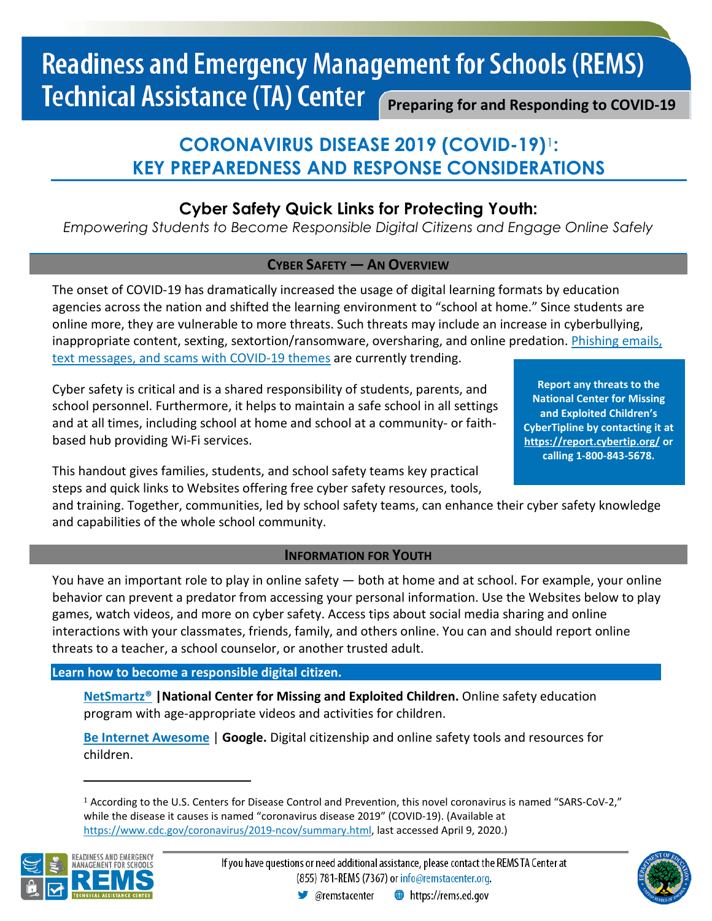# Readiness and Emergency Management for Schools (REMS) Technical Assistance (TA) Center

**Preparing for and Responding to COVID-19**

## CORONAVIRUS DISEASE 2019 (COVID-19)[1]: KEY PREPAREDNESS AND RESPONSE CONSIDERATIONS

### Cyber Safety Quick Links for Protecting Youth:

*Empowering Students to Become Responsible Digital Citizens and Engage Online Safely*

#### CYBER SAFETY — AN OVERVIEW

The onset of COVID-19 has dramatically increased the usage of digital learning formats by education agencies across the nation and shifted the learning environment to "school at home." Since students are online more, they are vulnerable to more threats. Such threats may include an increase in cyberbullying, inappropriate content, sexting, sextortion/ransomware, oversharing, and online predation. Phishing emails, text messages, and scams with COVID-19 themes are currently trending.

Cyber safety is critical and is a shared responsibility of students, parents, and school personnel. Furthermore, it helps to maintain a safe school in all settings and at all times, including school at home and school at a community- or faith-based hub providing Wi-Fi services.

**Report any threats to the National Center for Missing and Exploited Children's CyberTipline by contacting it at https://report.cybertip.org/ or calling 1-800-843-5678.**

This handout gives families, students, and school safety teams key practical steps and quick links to Websites offering free cyber safety resources, tools, and training. Together, communities, led by school safety teams, can enhance their cyber safety knowledge and capabilities of the whole school community.

#### INFORMATION FOR YOUTH

You have an important role to play in online safety — both at home and at school. For example, your online behavior can prevent a predator from accessing your personal information. Use the Websites below to play games, watch videos, and more on cyber safety. Access tips about social media sharing and online interactions with your classmates, friends, family, and others online. You can and should report online threats to a teacher, a school counselor, or another trusted adult.

**Learn how to become a responsible digital citizen.**

NetSmartz® | **National Center for Missing and Exploited Children.** Online safety education program with age-appropriate videos and activities for children.

Be Internet Awesome | **Google.** Digital citizenship and online safety tools and resources for children.

---

[1] According to the U.S. Centers for Disease Control and Prevention, this novel coronavirus is named "SARS-CoV-2," while the disease it causes is named "coronavirus disease 2019" (COVID-19). (Available at https://www.cdc.gov/coronavirus/2019-ncov/summary.html, last accessed April 9, 2020.)

If you have questions or need additional assistance, please contact the REMS TA Center at (855) 781-REMS (7367) or info@remstacenter.org.

@remstacenter https://rems.ed.gov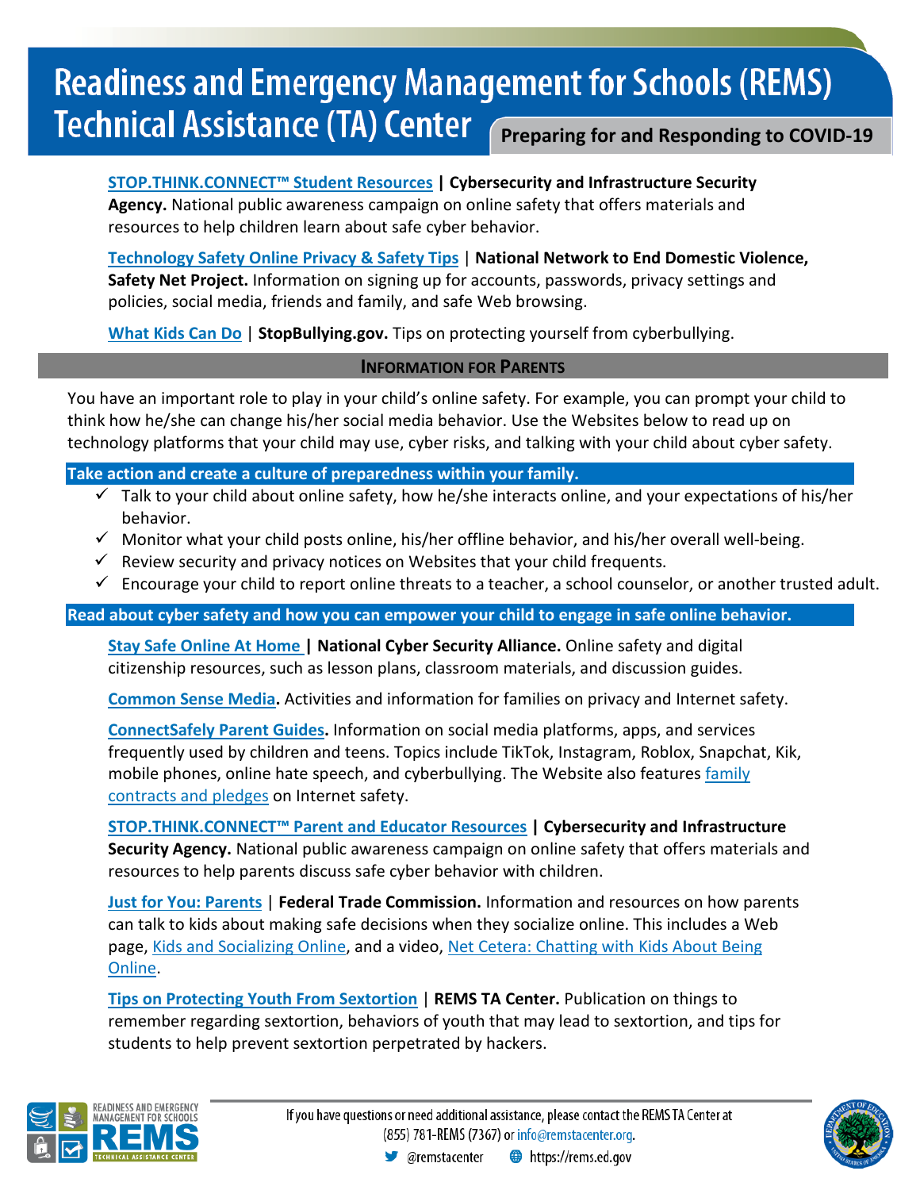**STOP.THINK.CONNECT™ Student Resources | Cybersecurity and Infrastructure Security Agency.** National public awareness campaign on online safety that offers materials and resources to help children learn about safe cyber behavior.

**Technology Safety Online Privacy & Safety Tips | National Network to End Domestic Violence, Safety Net Project.** Information on signing up for accounts, passwords, privacy settings and policies, social media, friends and family, and safe Web browsing.

**What Kids Can Do | StopBullying.gov.** Tips on protecting yourself from cyberbullying.

## Information for Parents

You have an important role to play in your child's online safety. For example, you can prompt your child to think how he/she can change his/her social media behavior. Use the Websites below to read up on technology platforms that your child may use, cyber risks, and talking with your child about cyber safety.

### Take action and create a culture of preparedness within your family.

- ✓ Talk to your child about online safety, how he/she interacts online, and your expectations of his/her behavior.
- ✓ Monitor what your child posts online, his/her offline behavior, and his/her overall well-being.
- ✓ Review security and privacy notices on Websites that your child frequents.
- ✓ Encourage your child to report online threats to a teacher, a school counselor, or another trusted adult.

### Read about cyber safety and how you can empower your child to engage in safe online behavior.

**Stay Safe Online At Home | National Cyber Security Alliance.** Online safety and digital citizenship resources, such as lesson plans, classroom materials, and discussion guides.

**Common Sense Media.** Activities and information for families on privacy and Internet safety.

**ConnectSafely Parent Guides.** Information on social media platforms, apps, and services frequently used by children and teens. Topics include TikTok, Instagram, Roblox, Snapchat, Kik, mobile phones, online hate speech, and cyberbullying. The Website also features family contracts and pledges on Internet safety.

**STOP.THINK.CONNECT™ Parent and Educator Resources | Cybersecurity and Infrastructure Security Agency.** National public awareness campaign on online safety that offers materials and resources to help parents discuss safe cyber behavior with children.

**Just for You: Parents | Federal Trade Commission.** Information and resources on how parents can talk to kids about making safe decisions when they socialize online. This includes a Web page, Kids and Socializing Online, and a video, Net Cetera: Chatting with Kids About Being Online.

**Tips on Protecting Youth From Sextortion | REMS TA Center.** Publication on things to remember regarding sextortion, behaviors of youth that may lead to sextortion, and tips for students to help prevent sextortion perpetrated by hackers.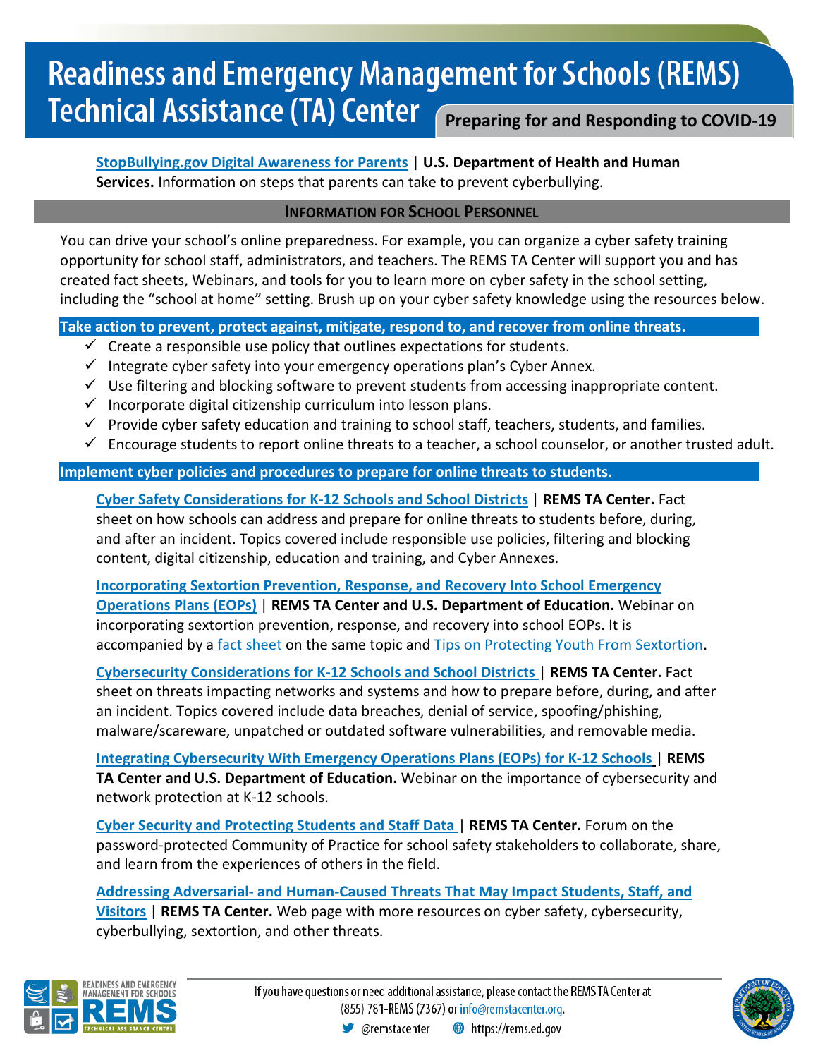**StopBullying.gov Digital Awareness for Parents** | **U.S. Department of Health and Human Services.** Information on steps that parents can take to prevent cyberbullying.

## Information for School Personnel

You can drive your school's online preparedness. For example, you can organize a cyber safety training opportunity for school staff, administrators, and teachers. The REMS TA Center will support you and has created fact sheets, Webinars, and tools for you to learn more on cyber safety in the school setting, including the "school at home" setting. Brush up on your cyber safety knowledge using the resources below.

### Take action to prevent, protect against, mitigate, respond to, and recover from online threats.

- ✓ Create a responsible use policy that outlines expectations for students.
- ✓ Integrate cyber safety into your emergency operations plan's Cyber Annex.
- ✓ Use filtering and blocking software to prevent students from accessing inappropriate content.
- ✓ Incorporate digital citizenship curriculum into lesson plans.
- ✓ Provide cyber safety education and training to school staff, teachers, students, and families.
- ✓ Encourage students to report online threats to a teacher, a school counselor, or another trusted adult.

### Implement cyber policies and procedures to prepare for online threats to students.

**Cyber Safety Considerations for K-12 Schools and School Districts** | **REMS TA Center.** Fact sheet on how schools can address and prepare for online threats to students before, during, and after an incident. Topics covered include responsible use policies, filtering and blocking content, digital citizenship, education and training, and Cyber Annexes.

**Incorporating Sextortion Prevention, Response, and Recovery Into School Emergency Operations Plans (EOPs)** | **REMS TA Center and U.S. Department of Education.** Webinar on incorporating sextortion prevention, response, and recovery into school EOPs. It is accompanied by a fact sheet on the same topic and Tips on Protecting Youth From Sextortion.

**Cybersecurity Considerations for K-12 Schools and School Districts** | **REMS TA Center.** Fact sheet on threats impacting networks and systems and how to prepare before, during, and after an incident. Topics covered include data breaches, denial of service, spoofing/phishing, malware/scareware, unpatched or outdated software vulnerabilities, and removable media.

**Integrating Cybersecurity With Emergency Operations Plans (EOPs) for K-12 Schools** | **REMS TA Center and U.S. Department of Education.** Webinar on the importance of cybersecurity and network protection at K-12 schools.

**Cyber Security and Protecting Students and Staff Data** | **REMS TA Center.** Forum on the password-protected Community of Practice for school safety stakeholders to collaborate, share, and learn from the experiences of others in the field.

**Addressing Adversarial- and Human-Caused Threats That May Impact Students, Staff, and Visitors** | **REMS TA Center.** Web page with more resources on cyber safety, cybersecurity, cyberbullying, sextortion, and other threats.